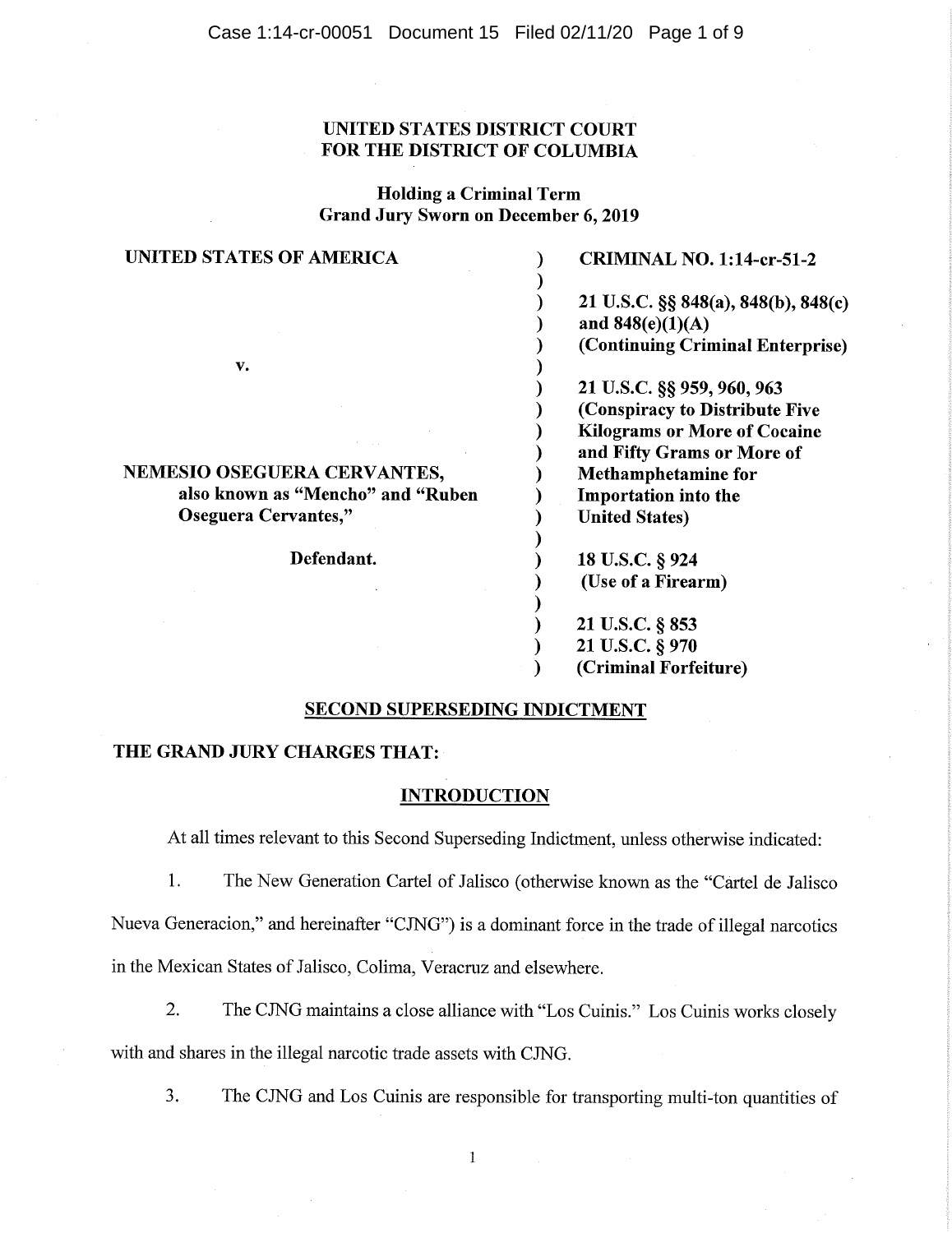**UNITED STATES DISTRICT COURT**
**FOR THE DISTRICT OF COLUMBIA**

**Holding a Criminal Term**
**Grand Jury Sworn on December 6, 2019**

| | |
|---|---|
| **UNITED STATES OF AMERICA** | **CRIMINAL NO. 1:14-cr-51-2** |
| | **21 U.S.C. §§ 848(a), 848(b), 848(c) and 848(e)(1)(A) (Continuing Criminal Enterprise)** |
| **v.** | |
| | **21 U.S.C. §§ 959, 960, 963 (Conspiracy to Distribute Five Kilograms or More of Cocaine and Fifty Grams or More of Methamphetamine for Importation into the United States)** |
| **NEMESIO OSEGUERA CERVANTES, also known as "Mencho" and "Ruben Oseguera Cervantes,"** | |
| **Defendant.** | **18 U.S.C. § 924 (Use of a Firearm)** |
| | **21 U.S.C. § 853** |
| | **21 U.S.C. § 970 (Criminal Forfeiture)** |

## SECOND SUPERSEDING INDICTMENT

**THE GRAND JURY CHARGES THAT:**

### INTRODUCTION

At all times relevant to this Second Superseding Indictment, unless otherwise indicated:

1. The New Generation Cartel of Jalisco (otherwise known as the "Cartel de Jalisco Nueva Generacion," and hereinafter "CJNG") is a dominant force in the trade of illegal narcotics in the Mexican States of Jalisco, Colima, Veracruz and elsewhere.

2. The CJNG maintains a close alliance with "Los Cuinis." Los Cuinis works closely with and shares in the illegal narcotic trade assets with CJNG.

3. The CJNG and Los Cuinis are responsible for transporting multi-ton quantities of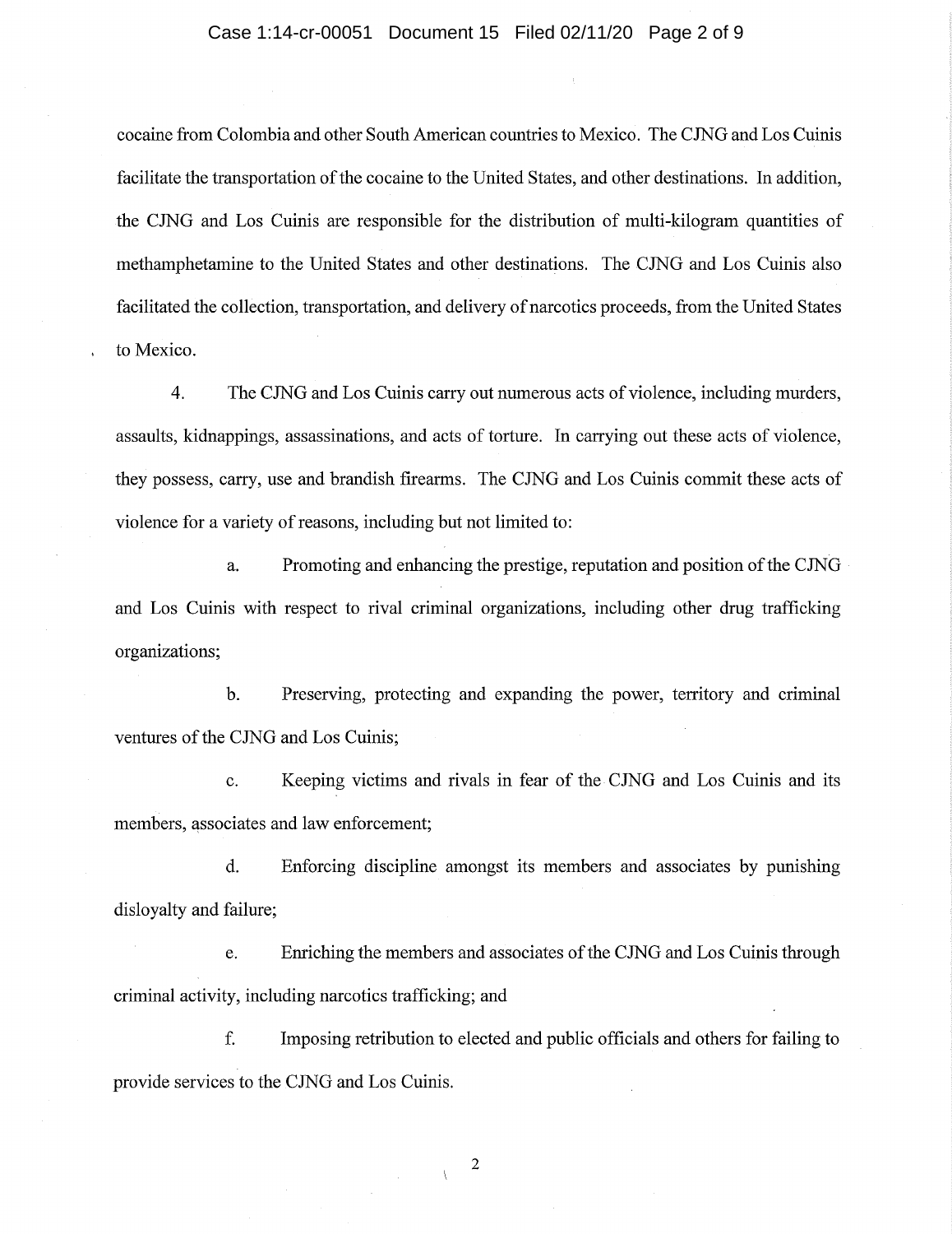cocaine from Colombia and other South American countries to Mexico. The CJNG and Los Cuinis facilitate the transportation of the cocaine to the United States, and other destinations. In addition, the CJNG and Los Cuinis are responsible for the distribution of multi-kilogram quantities of methamphetamine to the United States and other destinations. The CJNG and Los Cuinis also facilitated the collection, transportation, and delivery of narcotics proceeds, from the United States to Mexico.

4. The CJNG and Los Cuinis carry out numerous acts of violence, including murders, assaults, kidnappings, assassinations, and acts of torture. In carrying out these acts of violence, they possess, carry, use and brandish firearms. The CJNG and Los Cuinis commit these acts of violence for a variety of reasons, including but not limited to:

a. Promoting and enhancing the prestige, reputation and position of the CJNG and Los Cuinis with respect to rival criminal organizations, including other drug trafficking organizations;

b. Preserving, protecting and expanding the power, territory and criminal ventures of the CJNG and Los Cuinis;

c. Keeping victims and rivals in fear of the CJNG and Los Cuinis and its members, associates and law enforcement;

d. Enforcing discipline amongst its members and associates by punishing disloyalty and failure;

e. Enriching the members and associates of the CJNG and Los Cuinis through criminal activity, including narcotics trafficking; and

f. Imposing retribution to elected and public officials and others for failing to provide services to the CJNG and Los Cuinis.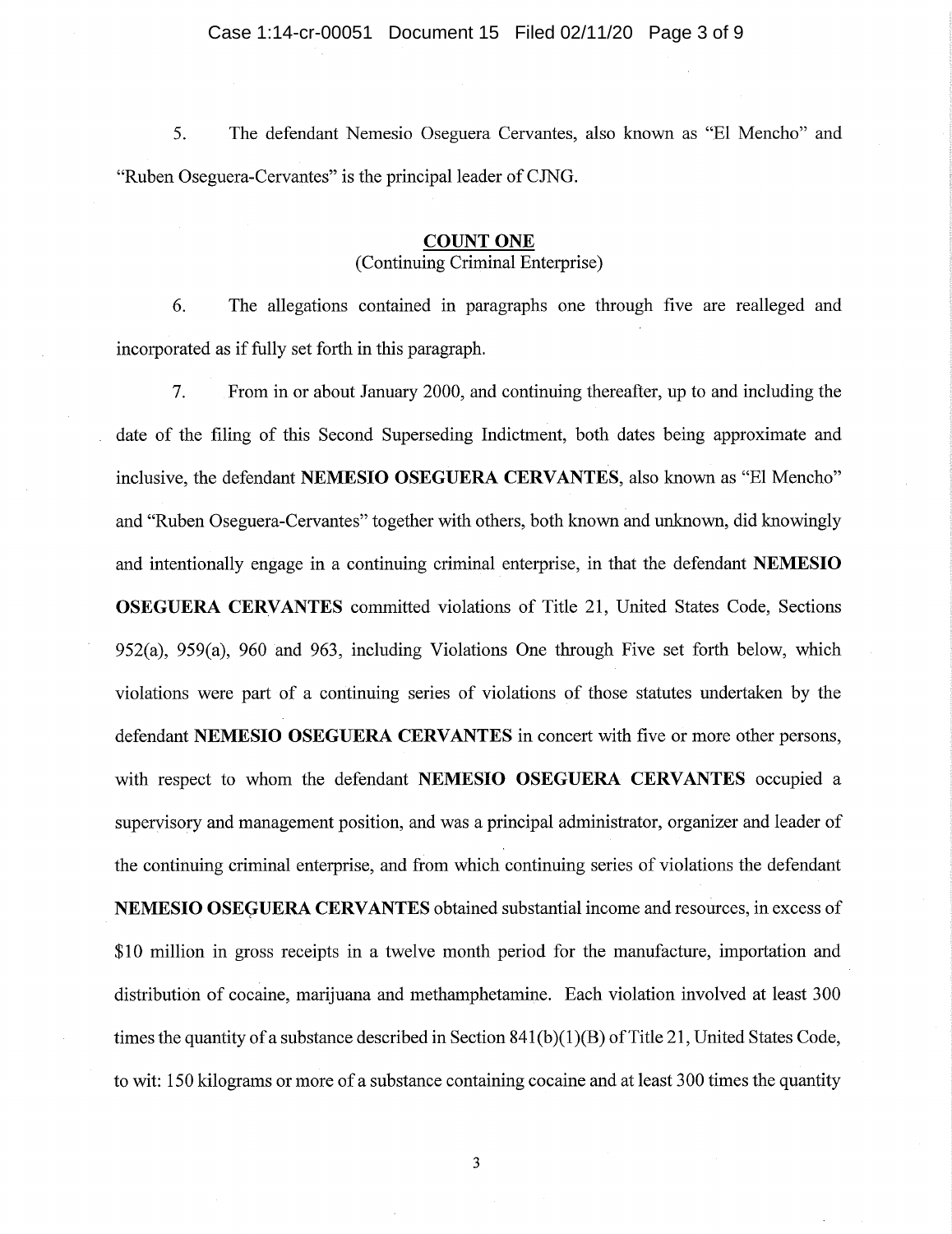5. The defendant Nemesio Oseguera Cervantes, also known as "El Mencho" and "Ruben Oseguera-Cervantes" is the principal leader of CJNG.

## COUNT ONE
(Continuing Criminal Enterprise)

6. The allegations contained in paragraphs one through five are realleged and incorporated as if fully set forth in this paragraph.

7. From in or about January 2000, and continuing thereafter, up to and including the date of the filing of this Second Superseding Indictment, both dates being approximate and inclusive, the defendant **NEMESIO OSEGUERA CERVANTES**, also known as "El Mencho" and "Ruben Oseguera-Cervantes" together with others, both known and unknown, did knowingly and intentionally engage in a continuing criminal enterprise, in that the defendant **NEMESIO OSEGUERA CERVANTES** committed violations of Title 21, United States Code, Sections 952(a), 959(a), 960 and 963, including Violations One through Five set forth below, which violations were part of a continuing series of violations of those statutes undertaken by the defendant **NEMESIO OSEGUERA CERVANTES** in concert with five or more other persons, with respect to whom the defendant **NEMESIO OSEGUERA CERVANTES** occupied a supervisory and management position, and was a principal administrator, organizer and leader of the continuing criminal enterprise, and from which continuing series of violations the defendant **NEMESIO OSEGUERA CERVANTES** obtained substantial income and resources, in excess of $10 million in gross receipts in a twelve month period for the manufacture, importation and distribution of cocaine, marijuana and methamphetamine. Each violation involved at least 300 times the quantity of a substance described in Section 841(b)(1)(B) of Title 21, United States Code, to wit: 150 kilograms or more of a substance containing cocaine and at least 300 times the quantity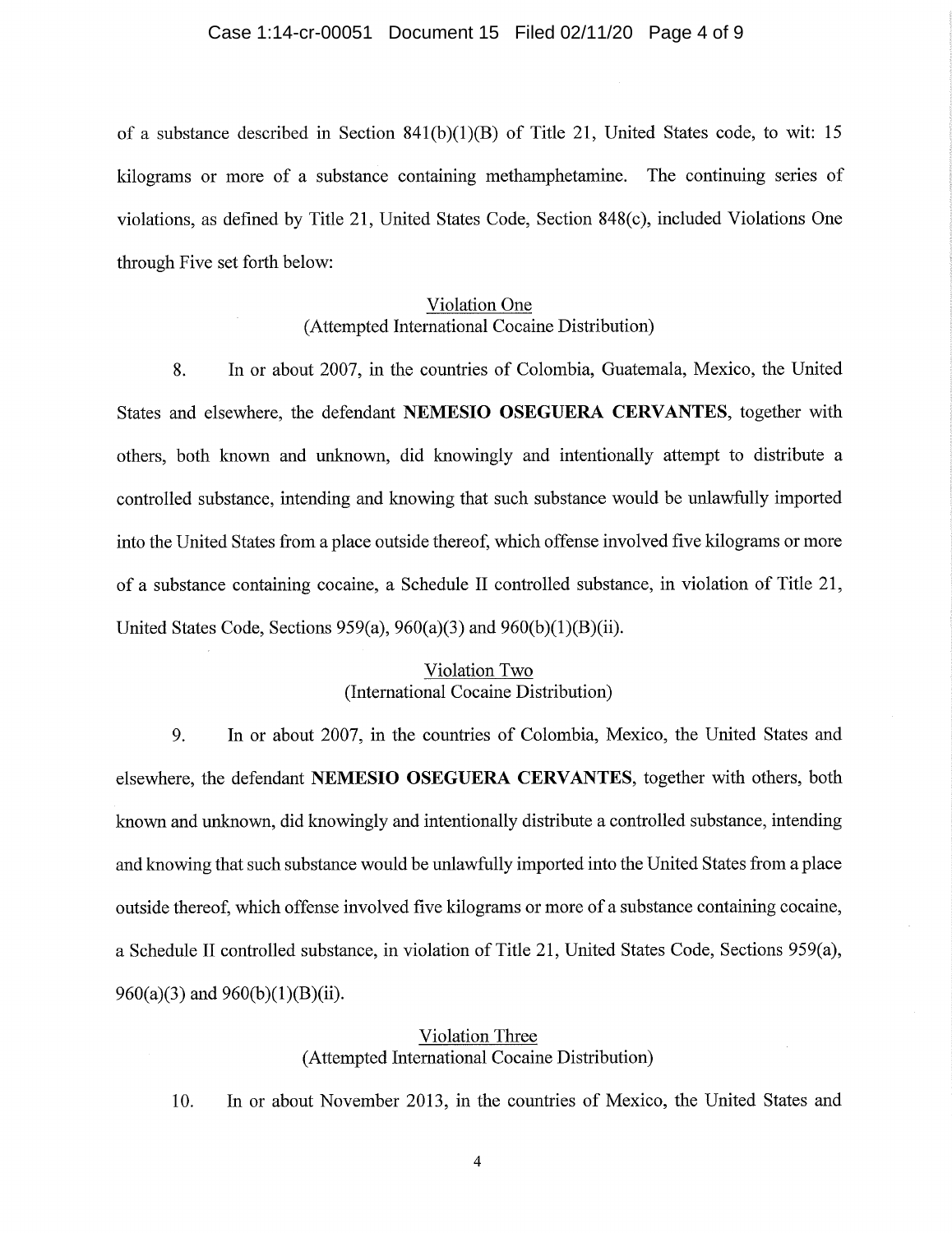of a substance described in Section 841(b)(1)(B) of Title 21, United States code, to wit: 15 kilograms or more of a substance containing methamphetamine. The continuing series of violations, as defined by Title 21, United States Code, Section 848(c), included Violations One through Five set forth below:

Violation One
(Attempted International Cocaine Distribution)

8. In or about 2007, in the countries of Colombia, Guatemala, Mexico, the United States and elsewhere, the defendant **NEMESIO OSEGUERA CERVANTES**, together with others, both known and unknown, did knowingly and intentionally attempt to distribute a controlled substance, intending and knowing that such substance would be unlawfully imported into the United States from a place outside thereof, which offense involved five kilograms or more of a substance containing cocaine, a Schedule II controlled substance, in violation of Title 21, United States Code, Sections 959(a), 960(a)(3) and 960(b)(1)(B)(ii).

Violation Two
(International Cocaine Distribution)

9. In or about 2007, in the countries of Colombia, Mexico, the United States and elsewhere, the defendant **NEMESIO OSEGUERA CERVANTES**, together with others, both known and unknown, did knowingly and intentionally distribute a controlled substance, intending and knowing that such substance would be unlawfully imported into the United States from a place outside thereof, which offense involved five kilograms or more of a substance containing cocaine, a Schedule II controlled substance, in violation of Title 21, United States Code, Sections 959(a), 960(a)(3) and 960(b)(1)(B)(ii).

Violation Three
(Attempted International Cocaine Distribution)

10. In or about November 2013, in the countries of Mexico, the United States and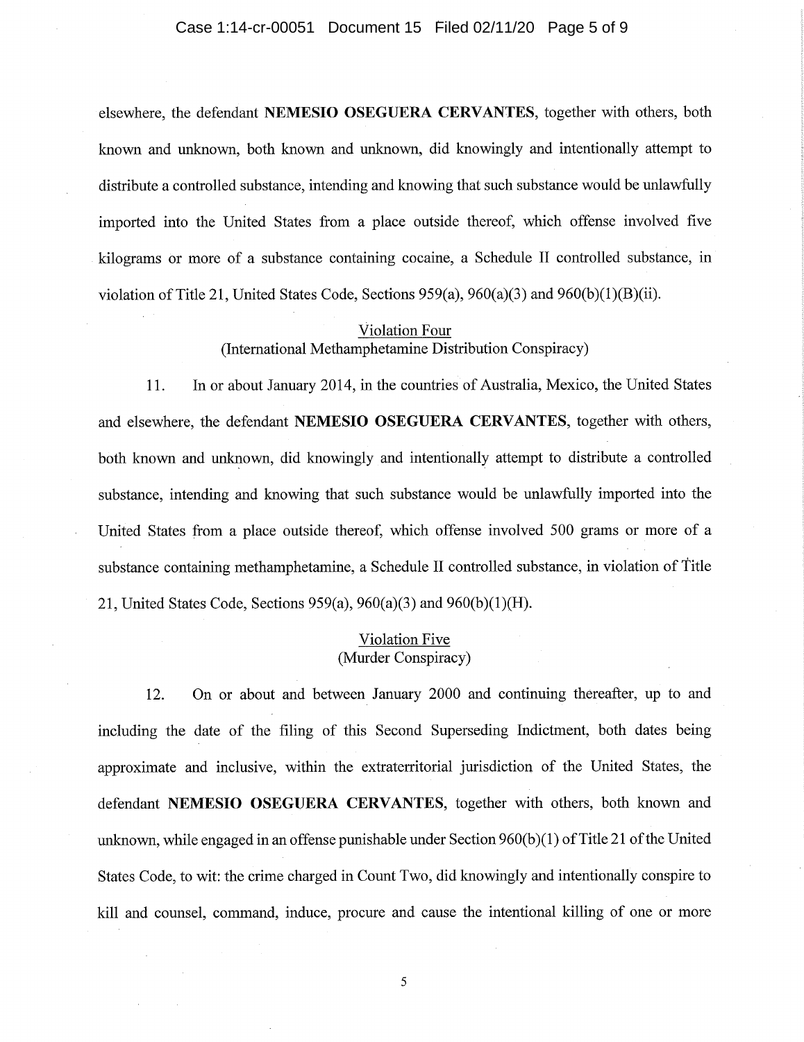elsewhere, the defendant **NEMESIO OSEGUERA CERVANTES**, together with others, both known and unknown, both known and unknown, did knowingly and intentionally attempt to distribute a controlled substance, intending and knowing that such substance would be unlawfully imported into the United States from a place outside thereof, which offense involved five kilograms or more of a substance containing cocaine, a Schedule II controlled substance, in violation of Title 21, United States Code, Sections 959(a), 960(a)(3) and 960(b)(1)(B)(ii).

<u>Violation Four</u>
(International Methamphetamine Distribution Conspiracy)

11. In or about January 2014, in the countries of Australia, Mexico, the United States and elsewhere, the defendant **NEMESIO OSEGUERA CERVANTES**, together with others, both known and unknown, did knowingly and intentionally attempt to distribute a controlled substance, intending and knowing that such substance would be unlawfully imported into the United States from a place outside thereof, which offense involved 500 grams or more of a substance containing methamphetamine, a Schedule II controlled substance, in violation of Title 21, United States Code, Sections 959(a), 960(a)(3) and 960(b)(1)(H).

<u>Violation Five</u>
(Murder Conspiracy)

12. On or about and between January 2000 and continuing thereafter, up to and including the date of the filing of this Second Superseding Indictment, both dates being approximate and inclusive, within the extraterritorial jurisdiction of the United States, the defendant **NEMESIO OSEGUERA CERVANTES**, together with others, both known and unknown, while engaged in an offense punishable under Section 960(b)(1) of Title 21 of the United States Code, to wit: the crime charged in Count Two, did knowingly and intentionally conspire to kill and counsel, command, induce, procure and cause the intentional killing of one or more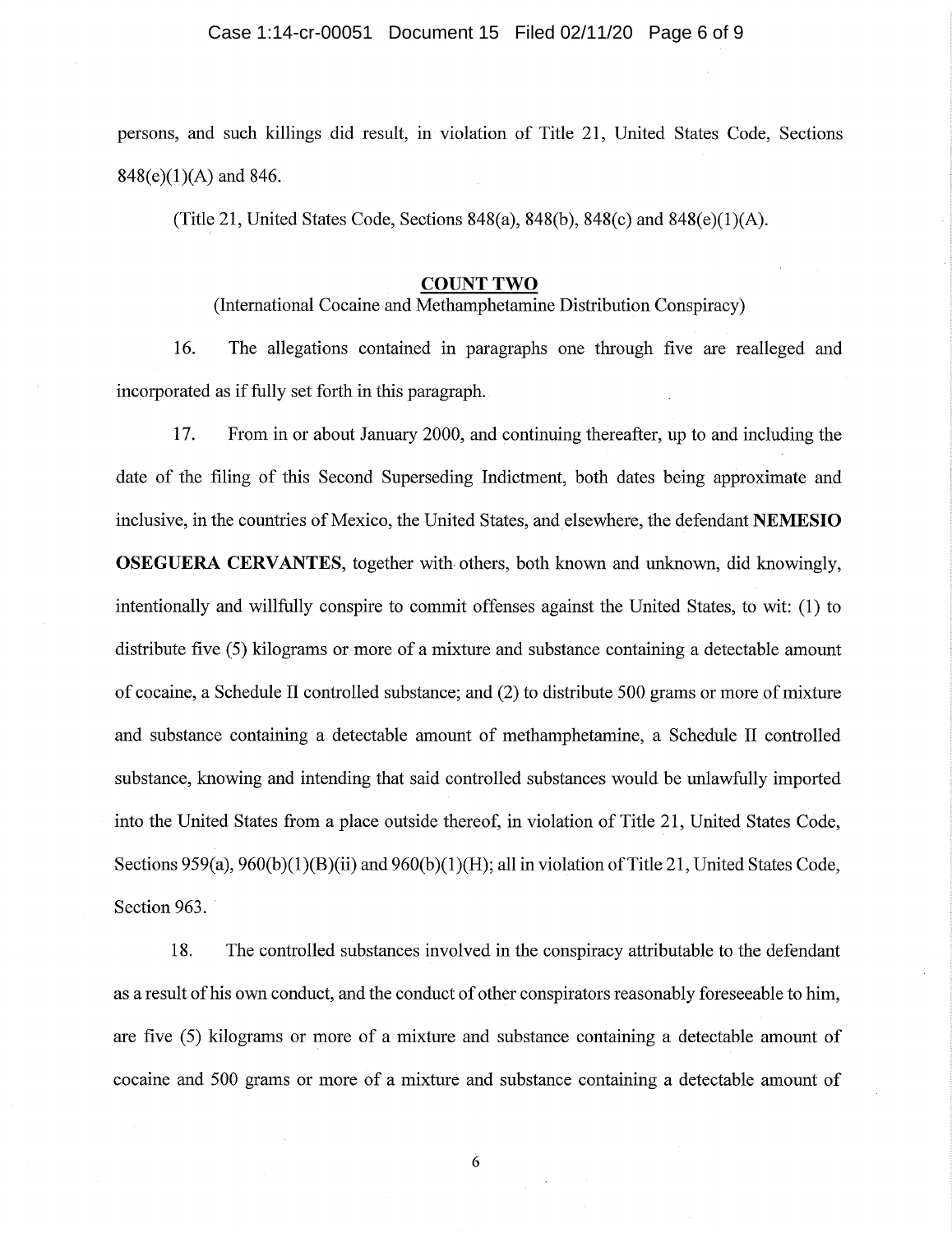persons, and such killings did result, in violation of Title 21, United States Code, Sections 848(e)(1)(A) and 846.

(Title 21, United States Code, Sections 848(a), 848(b), 848(c) and 848(e)(1)(A).

## COUNT TWO

(International Cocaine and Methamphetamine Distribution Conspiracy)

16. The allegations contained in paragraphs one through five are realleged and incorporated as if fully set forth in this paragraph.

17. From in or about January 2000, and continuing thereafter, up to and including the date of the filing of this Second Superseding Indictment, both dates being approximate and inclusive, in the countries of Mexico, the United States, and elsewhere, the defendant **NEMESIO OSEGUERA CERVANTES**, together with others, both known and unknown, did knowingly, intentionally and willfully conspire to commit offenses against the United States, to wit: (1) to distribute five (5) kilograms or more of a mixture and substance containing a detectable amount of cocaine, a Schedule II controlled substance; and (2) to distribute 500 grams or more of mixture and substance containing a detectable amount of methamphetamine, a Schedule II controlled substance, knowing and intending that said controlled substances would be unlawfully imported into the United States from a place outside thereof, in violation of Title 21, United States Code, Sections 959(a), 960(b)(1)(B)(ii) and 960(b)(1)(H); all in violation of Title 21, United States Code, Section 963.

18. The controlled substances involved in the conspiracy attributable to the defendant as a result of his own conduct, and the conduct of other conspirators reasonably foreseeable to him, are five (5) kilograms or more of a mixture and substance containing a detectable amount of cocaine and 500 grams or more of a mixture and substance containing a detectable amount of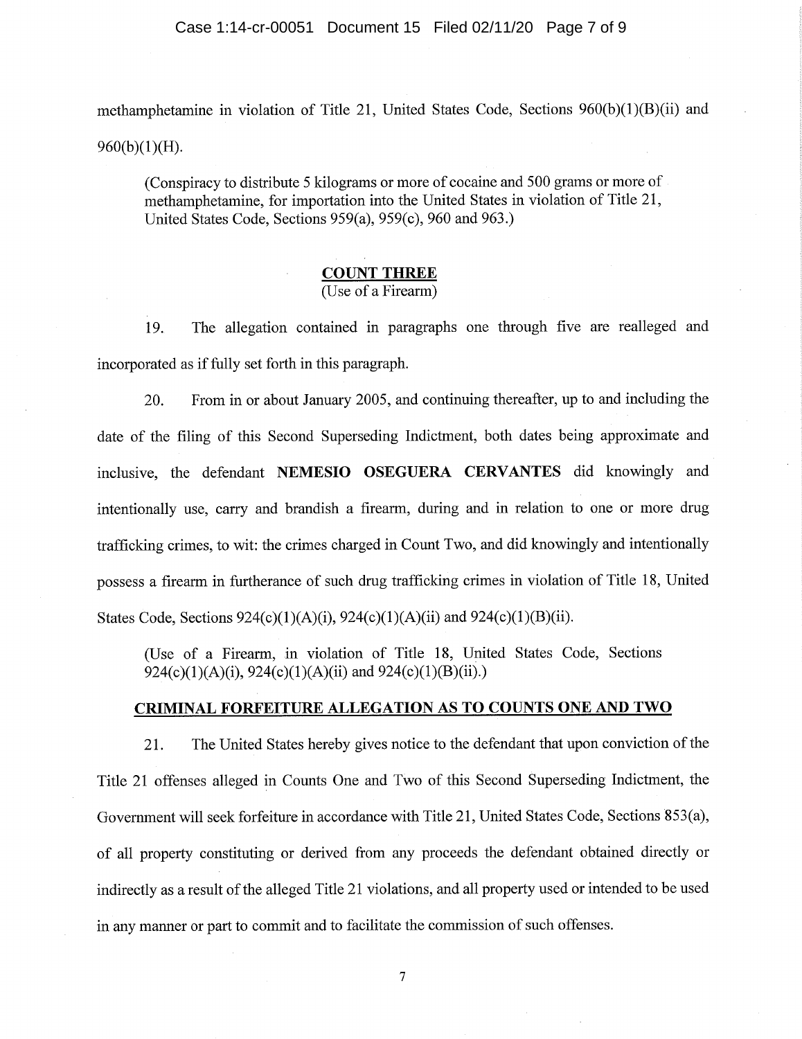methamphetamine in violation of Title 21, United States Code, Sections 960(b)(1)(B)(ii) and 960(b)(1)(H).

> (Conspiracy to distribute 5 kilograms or more of cocaine and 500 grams or more of methamphetamine, for importation into the United States in violation of Title 21, United States Code, Sections 959(a), 959(c), 960 and 963.)

## COUNT THREE
(Use of a Firearm)

19. The allegation contained in paragraphs one through five are realleged and incorporated as if fully set forth in this paragraph.

20. From in or about January 2005, and continuing thereafter, up to and including the date of the filing of this Second Superseding Indictment, both dates being approximate and inclusive, the defendant **NEMESIO OSEGUERA CERVANTES** did knowingly and intentionally use, carry and brandish a firearm, during and in relation to one or more drug trafficking crimes, to wit: the crimes charged in Count Two, and did knowingly and intentionally possess a firearm in furtherance of such drug trafficking crimes in violation of Title 18, United States Code, Sections 924(c)(1)(A)(i), 924(c)(1)(A)(ii) and 924(c)(1)(B)(ii).

> (Use of a Firearm, in violation of Title 18, United States Code, Sections 924(c)(1)(A)(i), 924(c)(1)(A)(ii) and 924(c)(1)(B)(ii).)

## CRIMINAL FORFEITURE ALLEGATION AS TO COUNTS ONE AND TWO

21. The United States hereby gives notice to the defendant that upon conviction of the Title 21 offenses alleged in Counts One and Two of this Second Superseding Indictment, the Government will seek forfeiture in accordance with Title 21, United States Code, Sections 853(a), of all property constituting or derived from any proceeds the defendant obtained directly or indirectly as a result of the alleged Title 21 violations, and all property used or intended to be used in any manner or part to commit and to facilitate the commission of such offenses.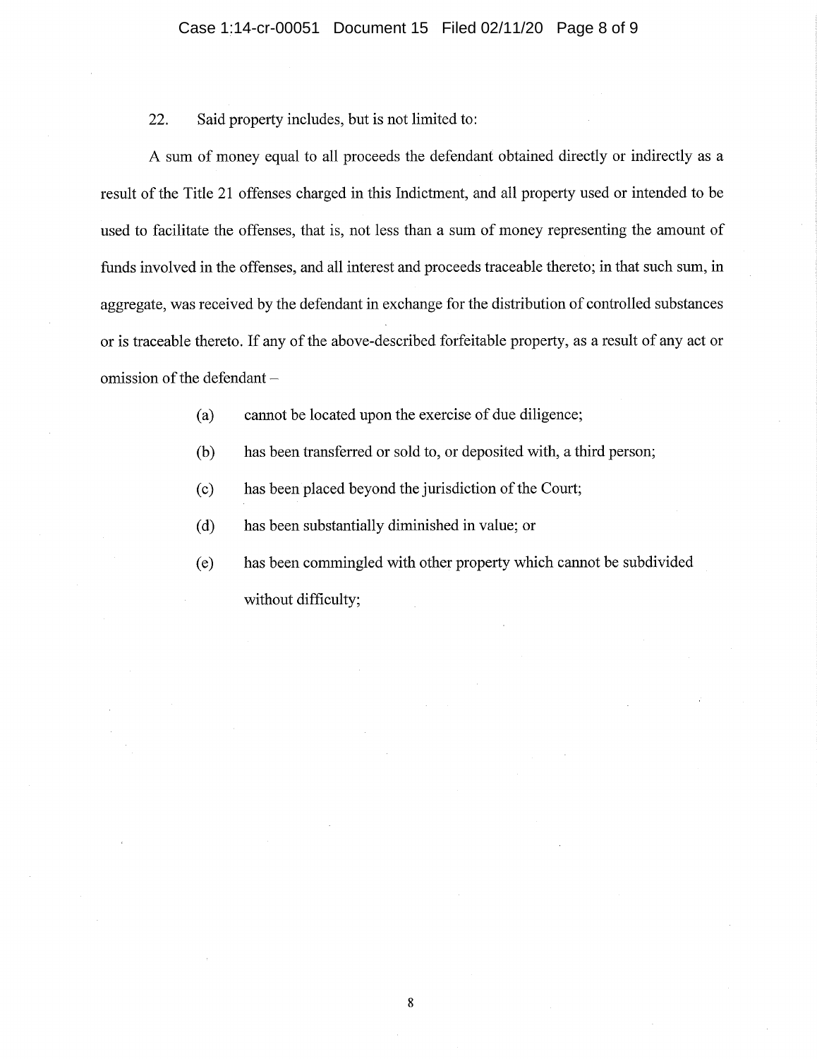22. Said property includes, but is not limited to:

A sum of money equal to all proceeds the defendant obtained directly or indirectly as a result of the Title 21 offenses charged in this Indictment, and all property used or intended to be used to facilitate the offenses, that is, not less than a sum of money representing the amount of funds involved in the offenses, and all interest and proceeds traceable thereto; in that such sum, in aggregate, was received by the defendant in exchange for the distribution of controlled substances or is traceable thereto. If any of the above-described forfeitable property, as a result of any act or omission of the defendant –

(a) cannot be located upon the exercise of due diligence;

(b) has been transferred or sold to, or deposited with, a third person;

(c) has been placed beyond the jurisdiction of the Court;

(d) has been substantially diminished in value; or

(e) has been commingled with other property which cannot be subdivided without difficulty;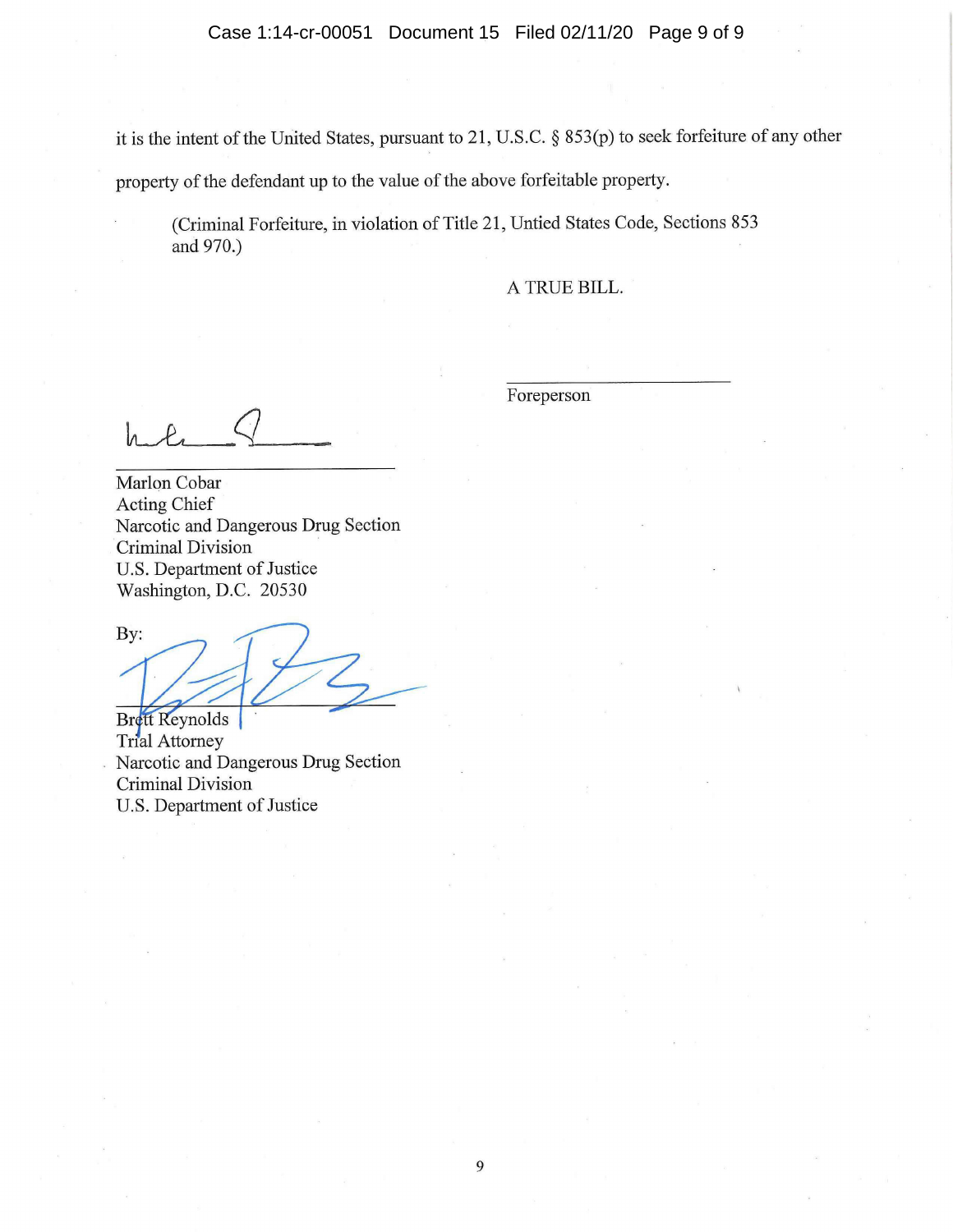it is the intent of the United States, pursuant to 21, U.S.C. § 853(p) to seek forfeiture of any other property of the defendant up to the value of the above forfeitable property.

(Criminal Forfeiture, in violation of Title 21, Untied States Code, Sections 853 and 970.)

A TRUE BILL.

\_\_\_\_\_\_\_\_\_\_\_\_\_\_\_\_\_\_\_\_\_\_\_\_
Foreperson

\_\_\_\_\_\_\_\_\_\_\_\_\_\_\_\_\_\_\_\_\_\_\_\_
Marlon Cobar
Acting Chief
Narcotic and Dangerous Drug Section
Criminal Division
U.S. Department of Justice
Washington, D.C. 20530

By:
\_\_\_\_\_\_\_\_\_\_\_\_\_\_\_\_\_\_\_\_\_\_\_\_
Brett Reynolds
Trial Attorney
Narcotic and Dangerous Drug Section
Criminal Division
U.S. Department of Justice